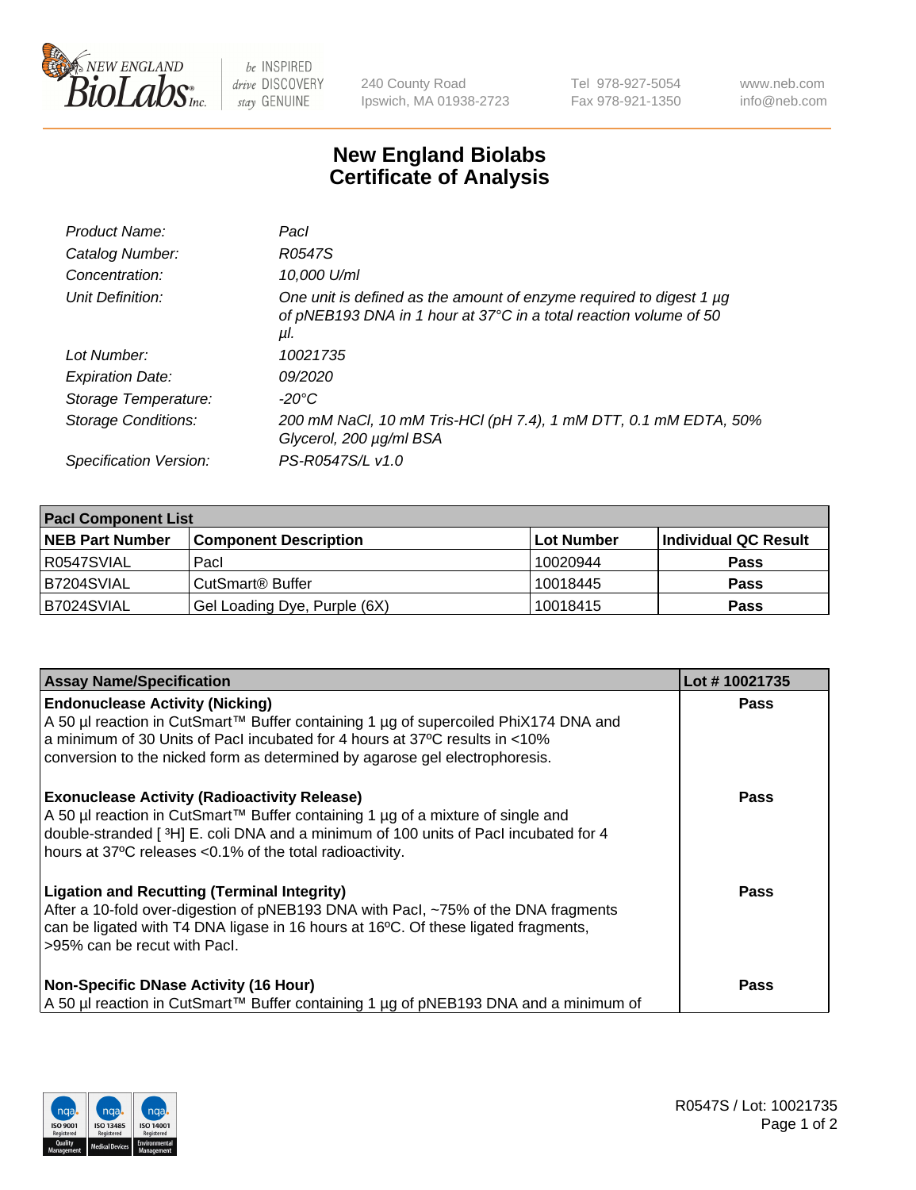# New England Biolabs
# Certificate of Analysis

| | |
|---|---|
| *Product Name:* | *PacI* |
| *Catalog Number:* | *R0547S* |
| *Concentration:* | *10,000 U/ml* |
| *Unit Definition:* | *One unit is defined as the amount of enzyme required to digest 1 µg of pNEB193 DNA in 1 hour at 37°C in a total reaction volume of 50 µl.* |
| *Lot Number:* | *10021735* |
| *Expiration Date:* | *09/2020* |
| *Storage Temperature:* | *-20°C* |
| *Storage Conditions:* | *200 mM NaCl, 10 mM Tris-HCl (pH 7.4), 1 mM DTT, 0.1 mM EDTA, 50% Glycerol, 200 µg/ml BSA* |
| *Specification Version:* | *PS-R0547S/L v1.0* |

| **PacI Component List** | | | |
|---|---|---|---|
| **NEB Part Number** | **Component Description** | **Lot Number** | **Individual QC Result** |
| R0547SVIAL | PacI | 10020944 | **Pass** |
| B7204SVIAL | CutSmart® Buffer | 10018445 | **Pass** |
| B7024SVIAL | Gel Loading Dye, Purple (6X) | 10018415 | **Pass** |

| **Assay Name/Specification** | **Lot # 10021735** |
|---|---|
| **Endonuclease Activity (Nicking)**<br>A 50 µl reaction in CutSmart™ Buffer containing 1 µg of supercoiled PhiX174 DNA and a minimum of 30 Units of PacI incubated for 4 hours at 37ºC results in <10% conversion to the nicked form as determined by agarose gel electrophoresis. | **Pass** |
| **Exonuclease Activity (Radioactivity Release)**<br>A 50 µl reaction in CutSmart™ Buffer containing 1 µg of a mixture of single and double-stranded [ $^{3}$H] E. coli DNA and a minimum of 100 units of PacI incubated for 4 hours at 37ºC releases <0.1% of the total radioactivity. | **Pass** |
| **Ligation and Recutting (Terminal Integrity)**<br>After a 10-fold over-digestion of pNEB193 DNA with PacI, ~75% of the DNA fragments can be ligated with T4 DNA ligase in 16 hours at 16ºC. Of these ligated fragments, >95% can be recut with PacI. | **Pass** |
| **Non-Specific DNase Activity (16 Hour)**<br>A 50 µl reaction in CutSmart™ Buffer containing 1 µg of pNEB193 DNA and a minimum of | **Pass** |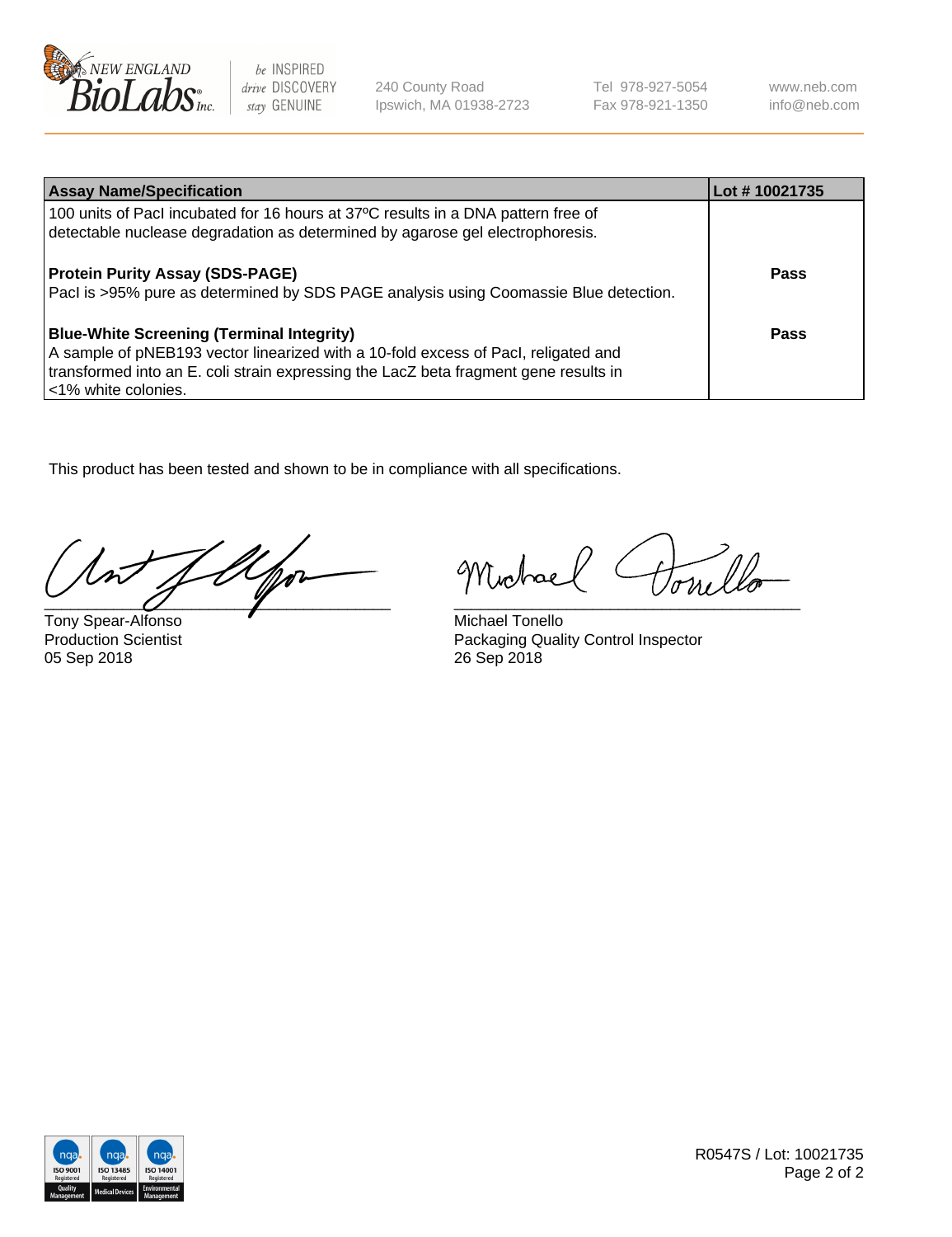| Assay Name/Specification | Lot # 10021735 |
|---|---|
| 100 units of PacI incubated for 16 hours at 37ºC results in a DNA pattern free of detectable nuclease degradation as determined by agarose gel electrophoresis. | |
| **Protein Purity Assay (SDS-PAGE)**<br>PacI is >95% pure as determined by SDS PAGE analysis using Coomassie Blue detection. | **Pass** |
| **Blue-White Screening (Terminal Integrity)**<br>A sample of pNEB193 vector linearized with a 10-fold excess of PacI, religated and transformed into an E. coli strain expressing the LacZ beta fragment gene results in <1% white colonies. | **Pass** |

This product has been tested and shown to be in compliance with all specifications.

Tony Spear-Alfonso
Production Scientist
05 Sep 2018

Michael Tonello
Packaging Quality Control Inspector
26 Sep 2018

R0547S / Lot: 10021735